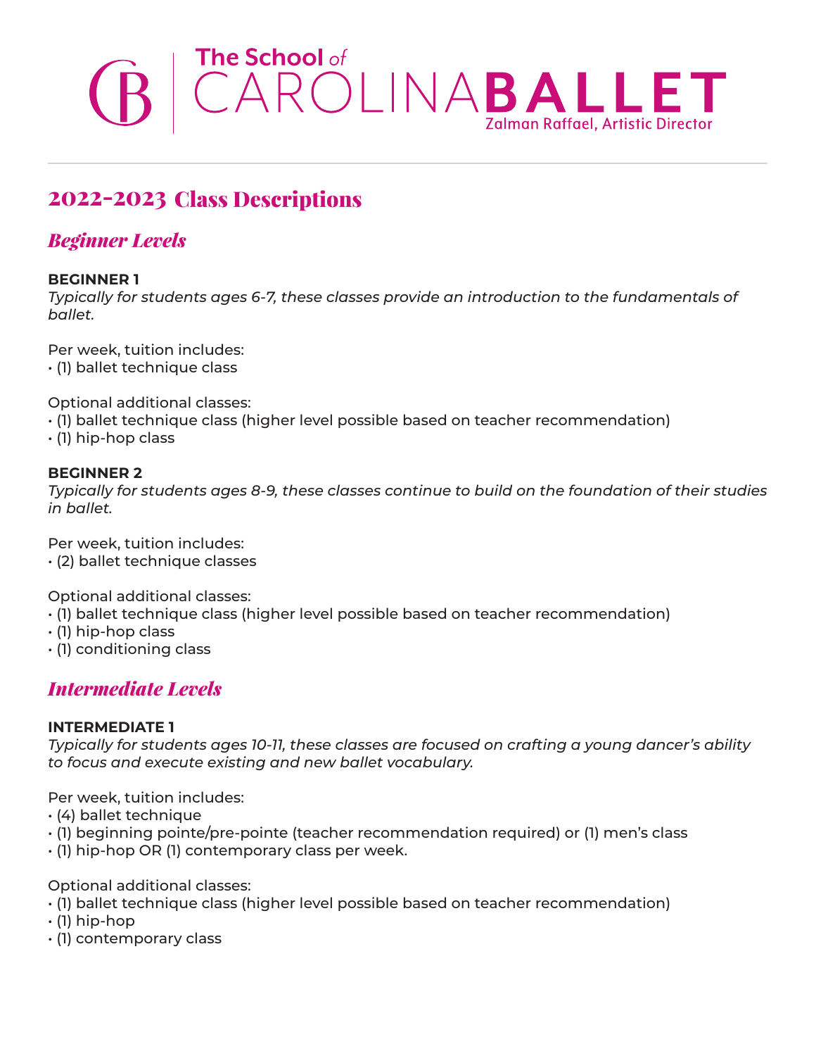# The School of CAROLINA BALLET

Zalman Raffael, Artistic Director

## 2022-2023 Class Descriptions

### *Beginner Levels*

**BEGINNER 1**

*Typically for students ages 6-7, these classes provide an introduction to the fundamentals of ballet.*

Per week, tuition includes:
- (1) ballet technique class

Optional additional classes:
- (1) ballet technique class (higher level possible based on teacher recommendation)
- (1) hip-hop class

**BEGINNER 2**

*Typically for students ages 8-9, these classes continue to build on the foundation of their studies in ballet.*

Per week, tuition includes:
- (2) ballet technique classes

Optional additional classes:
- (1) ballet technique class (higher level possible based on teacher recommendation)
- (1) hip-hop class
- (1) conditioning class

### *Intermediate Levels*

**INTERMEDIATE 1**

*Typically for students ages 10-11, these classes are focused on crafting a young dancer's ability to focus and execute existing and new ballet vocabulary.*

Per week, tuition includes:
- (4) ballet technique
- (1) beginning pointe/pre-pointe (teacher recommendation required) or (1) men's class
- (1) hip-hop OR (1) contemporary class per week.

Optional additional classes:
- (1) ballet technique class (higher level possible based on teacher recommendation)
- (1) hip-hop
- (1) contemporary class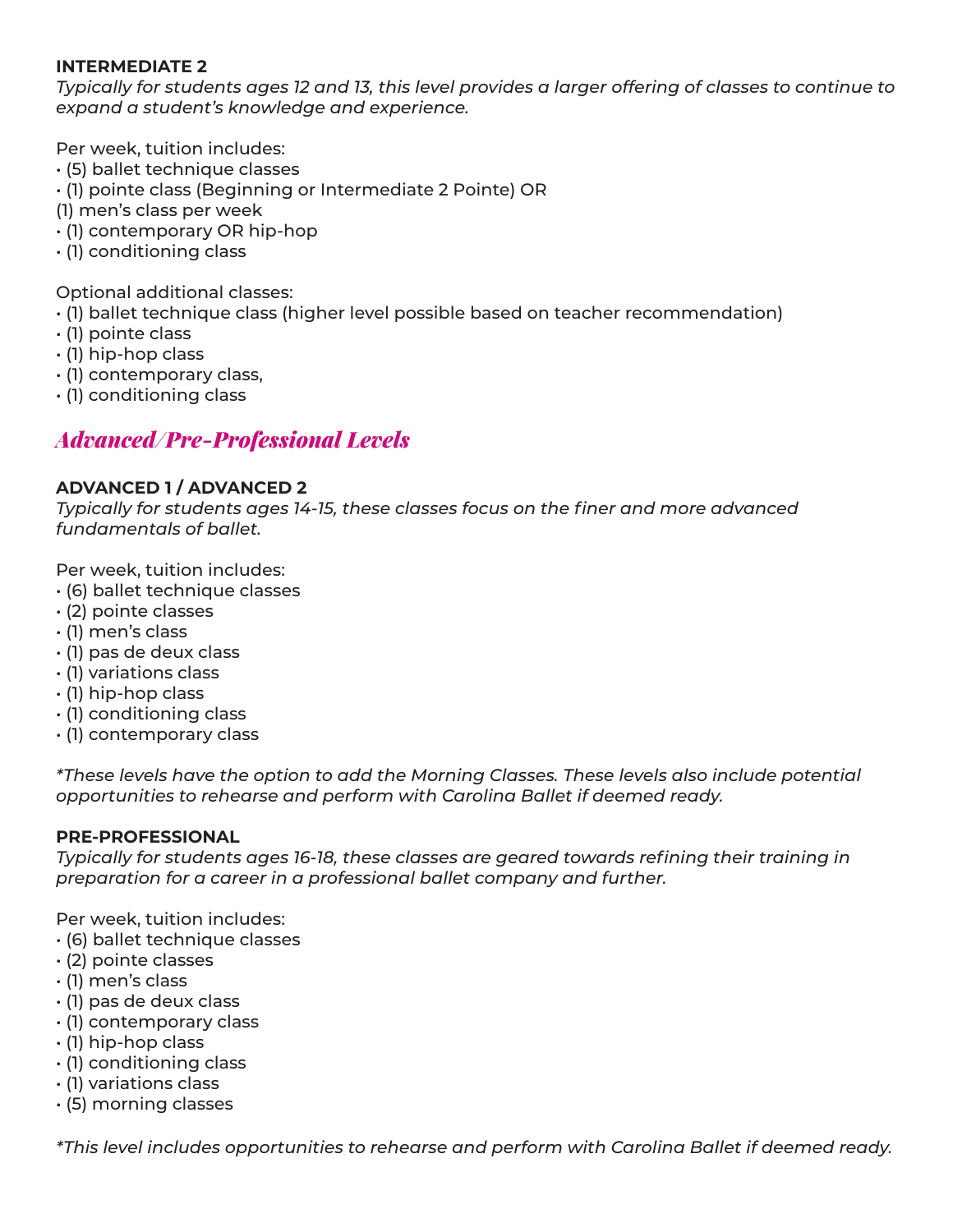### INTERMEDIATE 2

*Typically for students ages 12 and 13, this level provides a larger offering of classes to continue to expand a student's knowledge and experience.*

Per week, tuition includes:

- (5) ballet technique classes
- (1) pointe class (Beginning or Intermediate 2 Pointe) OR
  (1) men's class per week
- (1) contemporary OR hip-hop
- (1) conditioning class

Optional additional classes:

- (1) ballet technique class (higher level possible based on teacher recommendation)
- (1) pointe class
- (1) hip-hop class
- (1) contemporary class,
- (1) conditioning class

## *Advanced/Pre-Professional Levels*

### ADVANCED 1 / ADVANCED 2

*Typically for students ages 14-15, these classes focus on the finer and more advanced fundamentals of ballet.*

Per week, tuition includes:

- (6) ballet technique classes
- (2) pointe classes
- (1) men's class
- (1) pas de deux class
- (1) variations class
- (1) hip-hop class
- (1) conditioning class
- (1) contemporary class

*\*These levels have the option to add the Morning Classes. These levels also include potential opportunities to rehearse and perform with Carolina Ballet if deemed ready.*

### PRE-PROFESSIONAL

*Typically for students ages 16-18, these classes are geared towards refining their training in preparation for a career in a professional ballet company and further.*

Per week, tuition includes:

- (6) ballet technique classes
- (2) pointe classes
- (1) men's class
- (1) pas de deux class
- (1) contemporary class
- (1) hip-hop class
- (1) conditioning class
- (1) variations class
- (5) morning classes

*\*This level includes opportunities to rehearse and perform with Carolina Ballet if deemed ready.*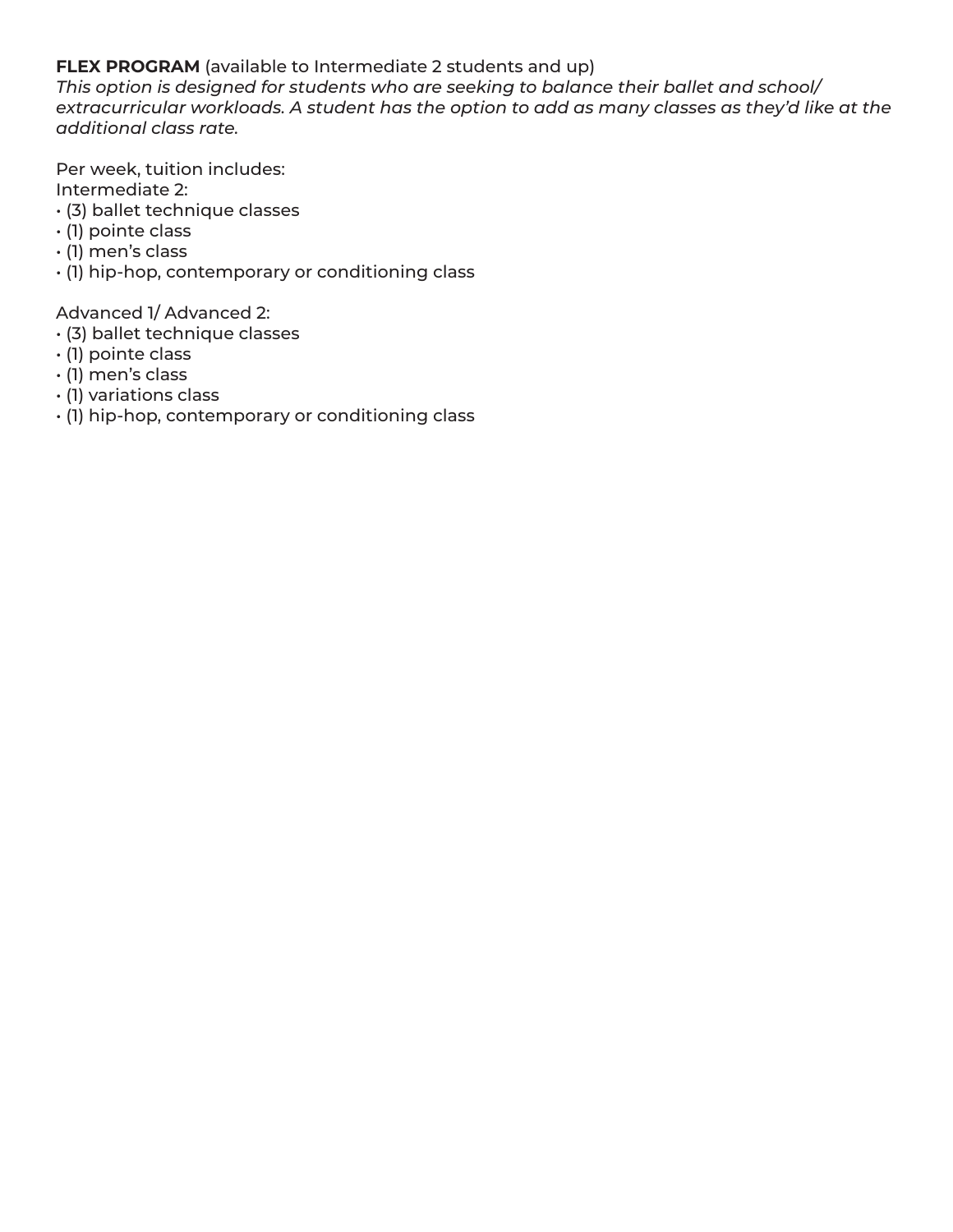**FLEX PROGRAM** (available to Intermediate 2 students and up)
*This option is designed for students who are seeking to balance their ballet and school/ extracurricular workloads. A student has the option to add as many classes as they'd like at the additional class rate.*

Per week, tuition includes:
Intermediate 2:
- (3) ballet technique classes
- (1) pointe class
- (1) men's class
- (1) hip-hop, contemporary or conditioning class

Advanced 1/ Advanced 2:
- (3) ballet technique classes
- (1) pointe class
- (1) men's class
- (1) variations class
- (1) hip-hop, contemporary or conditioning class